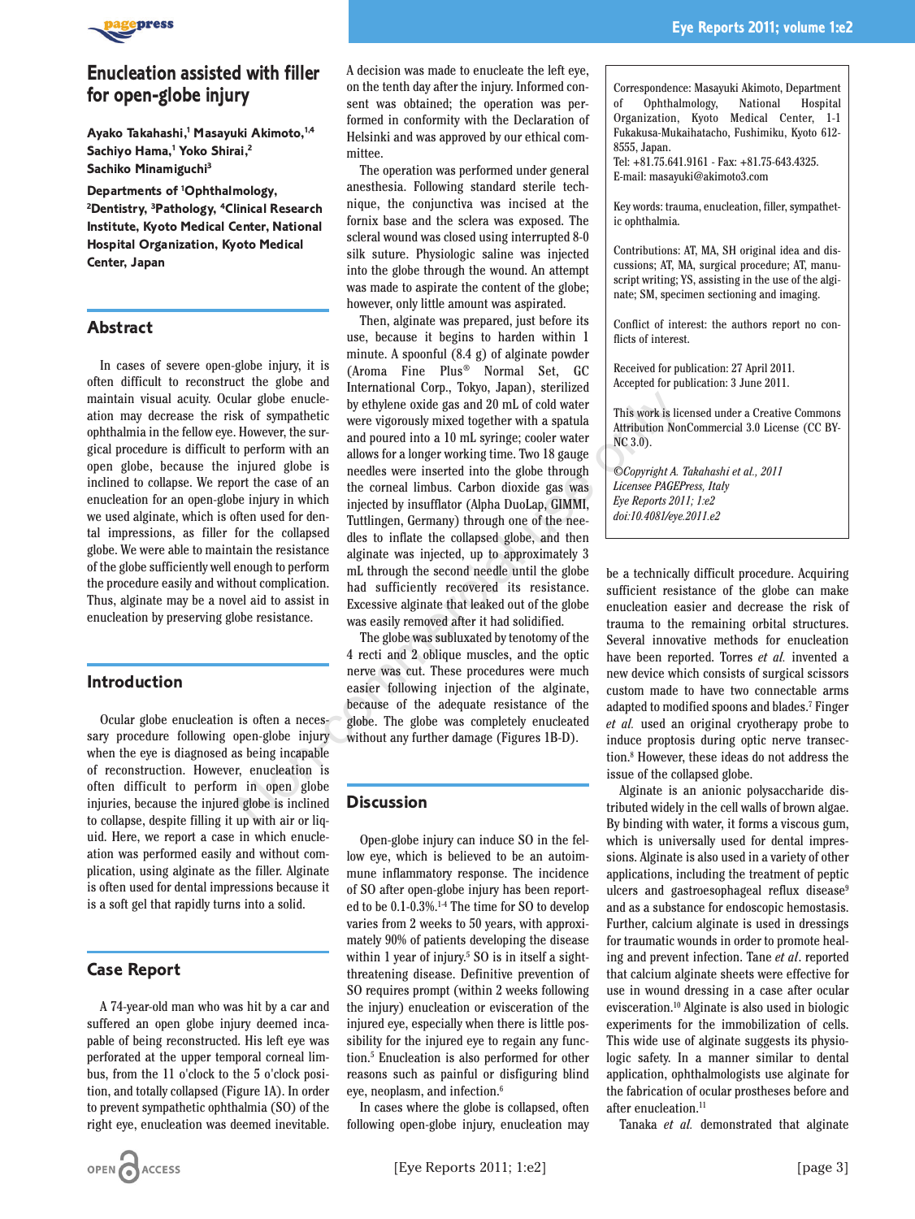# Enucleation assisted with filler for open-globe injury

**Ayako Takahashi,[1] Masayuki Akimoto,[1,4] Sachiyo Hama,[1] Yoko Shirai,[2] Sachiko Minamiguchi[3]**

**Departments of [1]Ophthalmology, [2]Dentistry, [3]Pathology, [4]Clinical Research Institute, Kyoto Medical Center, National Hospital Organization, Kyoto Medical Center, Japan**

## Abstract

In cases of severe open-globe injury, it is often difficult to reconstruct the globe and maintain visual acuity. Ocular globe enucleation may decrease the risk of sympathetic ophthalmia in the fellow eye. However, the surgical procedure is difficult to perform with an open globe, because the injured globe is inclined to collapse. We report the case of an enucleation for an open-globe injury in which we used alginate, which is often used for dental impressions, as filler for the collapsed globe. We were able to maintain the resistance of the globe sufficiently well enough to perform the procedure easily and without complication. Thus, alginate may be a novel aid to assist in enucleation by preserving globe resistance.

## Introduction

Ocular globe enucleation is often a necessary procedure following open-globe injury when the eye is diagnosed as being incapable of reconstruction. However, enucleation is often difficult to perform in open globe injuries, because the injured globe is inclined to collapse, despite filling it up with air or liquid. Here, we report a case in which enucleation was performed easily and without complication, using alginate as the filler. Alginate is often used for dental impressions because it is a soft gel that rapidly turns into a solid.

## Case Report

A 74-year-old man who was hit by a car and suffered an open globe injury deemed incapable of being reconstructed. His left eye was perforated at the upper temporal corneal limbus, from the 11 o'clock to the 5 o'clock position, and totally collapsed (Figure 1A). In order to prevent sympathetic ophthalmia (SO) of the right eye, enucleation was deemed inevitable. A decision was made to enucleate the left eye, on the tenth day after the injury. Informed consent was obtained; the operation was performed in conformity with the Declaration of Helsinki and was approved by our ethical committee.

The operation was performed under general anesthesia. Following standard sterile technique, the conjunctiva was incised at the fornix base and the sclera was exposed. The scleral wound was closed using interrupted 8-0 silk suture. Physiologic saline was injected into the globe through the wound. An attempt was made to aspirate the content of the globe; however, only little amount was aspirated.

Then, alginate was prepared, just before its use, because it begins to harden within 1 minute. A spoonful (8.4 g) of alginate powder (Aroma Fine Plus® Normal Set, GC International Corp., Tokyo, Japan), sterilized by ethylene oxide gas and 20 mL of cold water were vigorously mixed together with a spatula and poured into a 10 mL syringe; cooler water allows for a longer working time. Two 18 gauge needles were inserted into the globe through the corneal limbus. Carbon dioxide gas was injected by insufflator (Alpha DuoLap, GIMMI, Tuttlingen, Germany) through one of the needles to inflate the collapsed globe, and then alginate was injected, up to approximately 3 mL through the second needle until the globe had sufficiently recovered its resistance. Excessive alginate that leaked out of the globe was easily removed after it had solidified.

The globe was subluxated by tenotomy of the 4 recti and 2 oblique muscles, and the optic nerve was cut. These procedures were much easier following injection of the alginate, because of the adequate resistance of the globe. The globe was completely enucleated without any further damage (Figures 1B-D).

## Discussion

Open-globe injury can induce SO in the fellow eye, which is believed to be an autoimmune inflammatory response. The incidence of SO after open-globe injury has been reported to be 0.1-0.3%.[1-4] The time for SO to develop varies from 2 weeks to 50 years, with approximately 90% of patients developing the disease within 1 year of injury.[5] SO is in itself a sight-threatening disease. Definitive prevention of SO requires prompt (within 2 weeks following the injury) enucleation or evisceration of the injured eye, especially when there is little possibility for the injured eye to regain any function.[5] Enucleation is also performed for other reasons such as painful or disfiguring blind eye, neoplasm, and infection.[6]

In cases where the globe is collapsed, often following open-globe injury, enucleation may be a technically difficult procedure. Acquiring sufficient resistance of the globe can make enucleation easier and decrease the risk of trauma to the remaining orbital structures. Several innovative methods for enucleation have been reported. Torres *et al.* invented a new device which consists of surgical scissors custom made to have two connectable arms adapted to modified spoons and blades.[7] Finger *et al.* used an original cryotherapy probe to induce proptosis during optic nerve transection.[8] However, these ideas do not address the issue of the collapsed globe.

Alginate is an anionic polysaccharide distributed widely in the cell walls of brown algae. By binding with water, it forms a viscous gum, which is universally used for dental impressions. Alginate is also used in a variety of other applications, including the treatment of peptic ulcers and gastroesophageal reflux disease[9] and as a substance for endoscopic hemostasis. Further, calcium alginate is used in dressings for traumatic wounds in order to promote healing and prevent infection. Tane *et al.* reported that calcium alginate sheets were effective for use in wound dressing in a case after ocular evisceration.[10] Alginate is also used in biologic experiments for the immobilization of cells. This wide use of alginate suggests its physiologic safety. In a manner similar to dental application, ophthalmologists use alginate for the fabrication of ocular prostheses before and after enucleation.[11]

Tanaka *et al.* demonstrated that alginate

---

Correspondence: Masayuki Akimoto, Department of Ophthalmology, National Hospital Organization, Kyoto Medical Center, 1-1 Fukakusa-Mukaihatacho, Fushimiku, Kyoto 612-8555, Japan.
Tel: +81.75.641.9161 - Fax: +81.75-643.4325.
E-mail: masayuki@akimoto3.com

Key words: trauma, enucleation, filler, sympathetic ophthalmia.

Contributions: AT, MA, SH original idea and discussions; AT, MA, surgical procedure; AT, manuscript writing; YS, assisting in the use of the alginate; SM, specimen sectioning and imaging.

Conflict of interest: the authors report no conflicts of interest.

Received for publication: 27 April 2011.
Accepted for publication: 3 June 2011.

This work is licensed under a Creative Commons Attribution NonCommercial 3.0 License (CC BY-NC 3.0).

*©Copyright A. Takahashi et al., 2011*
*Licensee PAGEPress, Italy*
*Eye Reports 2011; 1:e2*
*doi:10.4081/eye.2011.e2*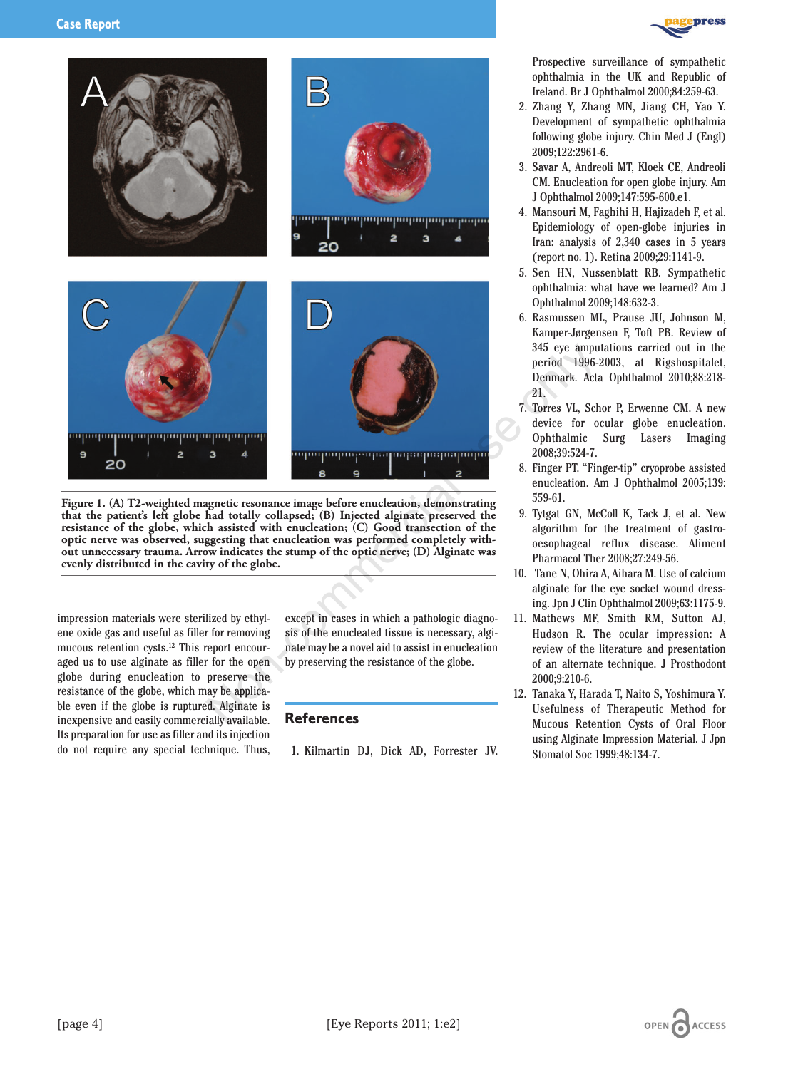Figure 1. (A) T2-weighted magnetic resonance image before enucleation, demonstrating that the patient's left globe had totally collapsed; (B) Injected alginate preserved the resistance of the globe, which assisted with enucleation; (C) Good transection of the optic nerve was observed, suggesting that enucleation was performed completely without unnecessary trauma. Arrow indicates the stump of the optic nerve; (D) Alginate was evenly distributed in the cavity of the globe.

impression materials were sterilized by ethylene oxide gas and useful as filler for removing mucous retention cysts.[12] This report encouraged us to use alginate as filler for the open globe during enucleation to preserve the resistance of the globe, which may be applicable even if the globe is ruptured. Alginate is inexpensive and easily commercially available. Its preparation for use as filler and its injection do not require any special technique. Thus, except in cases in which a pathologic diagnosis of the enucleated tissue is necessary, alginate may be a novel aid to assist in enucleation by preserving the resistance of the globe.

## References

1. Kilmartin DJ, Dick AD, Forrester JV. Prospective surveillance of sympathetic ophthalmia in the UK and Republic of Ireland. Br J Ophthalmol 2000;84:259-63.
2. Zhang Y, Zhang MN, Jiang CH, Yao Y. Development of sympathetic ophthalmia following globe injury. Chin Med J (Engl) 2009;122:2961-6.
3. Savar A, Andreoli MT, Kloek CE, Andreoli CM. Enucleation for open globe injury. Am J Ophthalmol 2009;147:595-600.e1.
4. Mansouri M, Faghihi H, Hajizadeh F, et al. Epidemiology of open-globe injuries in Iran: analysis of 2,340 cases in 5 years (report no. 1). Retina 2009;29:1141-9.
5. Sen HN, Nussenblatt RB. Sympathetic ophthalmia: what have we learned? Am J Ophthalmol 2009;148:632-3.
6. Rasmussen ML, Prause JU, Johnson M, Kamper-Jørgensen F, Toft PB. Review of 345 eye amputations carried out in the period 1996-2003, at Rigshospitalet, Denmark. Acta Ophthalmol 2010;88:218-21.
7. Torres VL, Schor P, Erwenne CM. A new device for ocular globe enucleation. Ophthalmic Surg Lasers Imaging 2008;39:524-7.
8. Finger PT. "Finger-tip" cryoprobe assisted enucleation. Am J Ophthalmol 2005;139:559-61.
9. Tytgat GN, McColl K, Tack J, et al. New algorithm for the treatment of gastro-oesophageal reflux disease. Aliment Pharmacol Ther 2008;27:249-56.
10. Tane N, Ohira A, Aihara M. Use of calcium alginate for the eye socket wound dressing. Jpn J Clin Ophthalmol 2009;63:1175-9.
11. Mathews MF, Smith RM, Sutton AJ, Hudson R. The ocular impression: A review of the literature and presentation of an alternate technique. J Prosthodont 2000;9:210-6.
12. Tanaka Y, Harada T, Naito S, Yoshimura Y. Usefulness of Therapeutic Method for Mucous Retention Cysts of Oral Floor using Alginate Impression Material. J Jpn Stomatol Soc 1999;48:134-7.